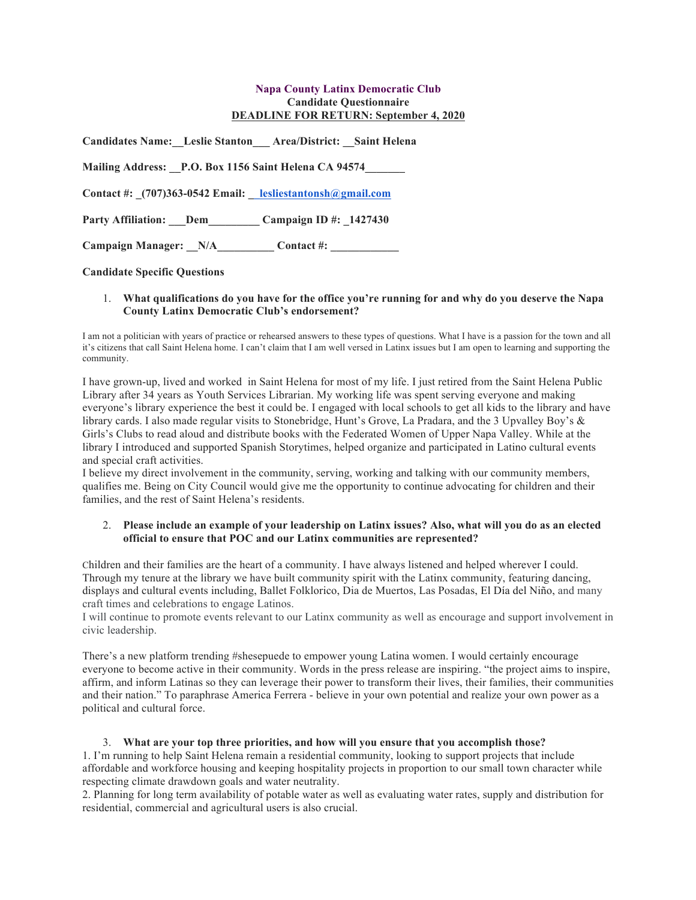**Napa County Latinx Democratic Club**
**Candidate Questionnaire**
**DEADLINE FOR RETURN: September 4, 2020**

**Candidates Name:__Leslie Stanton___ Area/District: __Saint Helena**

**Mailing Address: __P.O. Box 1156 Saint Helena CA 94574_______**

**Contact #: _(707)363-0542 Email: __lesliestantonsh@gmail.com**

**Party Affiliation: ___Dem_________ Campaign ID #: _1427430**

**Campaign Manager: __N/A__________ Contact #: ____________**

**Candidate Specific Questions**

1. **What qualifications do you have for the office you're running for and why do you deserve the Napa County Latinx Democratic Club's endorsement?**

I am not a politician with years of practice or rehearsed answers to these types of questions. What I have is a passion for the town and all it's citizens that call Saint Helena home. I can't claim that I am well versed in Latinx issues but I am open to learning and supporting the community.

I have grown-up, lived and worked in Saint Helena for most of my life. I just retired from the Saint Helena Public Library after 34 years as Youth Services Librarian. My working life was spent serving everyone and making everyone's library experience the best it could be. I engaged with local schools to get all kids to the library and have library cards. I also made regular visits to Stonebridge, Hunt's Grove, La Pradara, and the 3 Upvalley Boy's & Girls's Clubs to read aloud and distribute books with the Federated Women of Upper Napa Valley. While at the library I introduced and supported Spanish Storytimes, helped organize and participated in Latino cultural events and special craft activities.
I believe my direct involvement in the community, serving, working and talking with our community members, qualifies me. Being on City Council would give me the opportunity to continue advocating for children and their families, and the rest of Saint Helena's residents.

2. **Please include an example of your leadership on Latinx issues? Also, what will you do as an elected official to ensure that POC and our Latinx communities are represented?**

Children and their families are the heart of a community. I have always listened and helped wherever I could. Through my tenure at the library we have built community spirit with the Latinx community, featuring dancing, displays and cultural events including, Ballet Folklorico, Dia de Muertos, Las Posadas, El Día del Niño, and many craft times and celebrations to engage Latinos.
I will continue to promote events relevant to our Latinx community as well as encourage and support involvement in civic leadership.

There's a new platform trending #shesepuede to empower young Latina women. I would certainly encourage everyone to become active in their community. Words in the press release are inspiring. "the project aims to inspire, affirm, and inform Latinas so they can leverage their power to transform their lives, their families, their communities and their nation." To paraphrase America Ferrera - believe in your own potential and realize your own power as a political and cultural force.

3. **What are your top three priorities, and how will you ensure that you accomplish those?**

1. I'm running to help Saint Helena remain a residential community, looking to support projects that include affordable and workforce housing and keeping hospitality projects in proportion to our small town character while respecting climate drawdown goals and water neutrality.
2. Planning for long term availability of potable water as well as evaluating water rates, supply and distribution for residential, commercial and agricultural users is also crucial.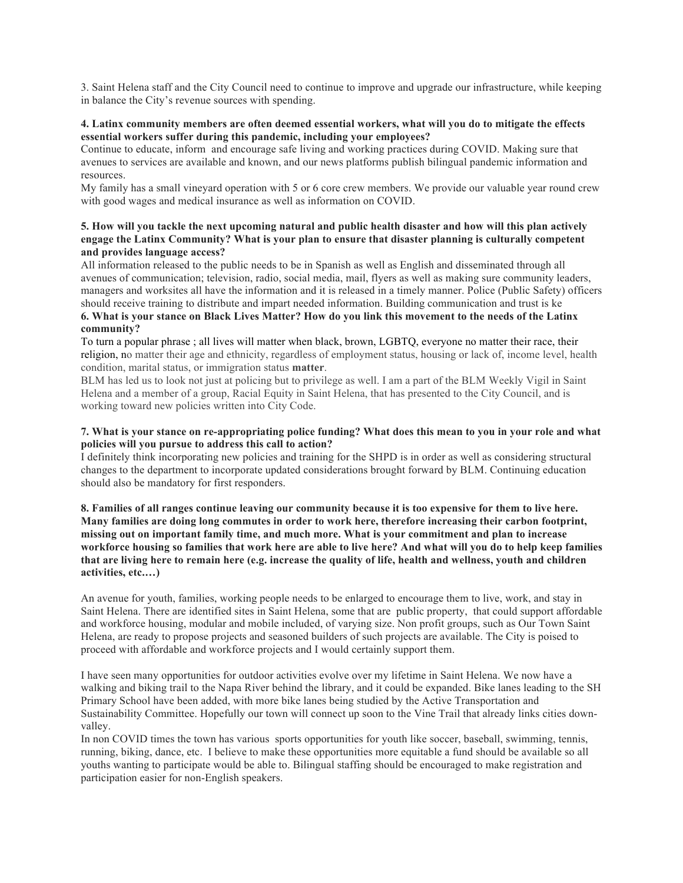3. Saint Helena staff and the City Council need to continue to improve and upgrade our infrastructure, while keeping in balance the City's revenue sources with spending.

**4. Latinx community members are often deemed essential workers, what will you do to mitigate the effects essential workers suffer during this pandemic, including your employees?**

Continue to educate, inform and encourage safe living and working practices during COVID. Making sure that avenues to services are available and known, and our news platforms publish bilingual pandemic information and resources.

My family has a small vineyard operation with 5 or 6 core crew members. We provide our valuable year round crew with good wages and medical insurance as well as information on COVID.

**5. How will you tackle the next upcoming natural and public health disaster and how will this plan actively engage the Latinx Community? What is your plan to ensure that disaster planning is culturally competent and provides language access?**

All information released to the public needs to be in Spanish as well as English and disseminated through all avenues of communication; television, radio, social media, mail, flyers as well as making sure community leaders, managers and worksites all have the information and it is released in a timely manner. Police (Public Safety) officers should receive training to distribute and impart needed information. Building communication and trust is ke

**6. What is your stance on Black Lives Matter? How do you link this movement to the needs of the Latinx community?**

To turn a popular phrase ; all lives will matter when black, brown, LGBTQ, everyone no matter their race, their religion, no matter their age and ethnicity, regardless of employment status, housing or lack of, income level, health condition, marital status, or immigration status **matter**.

BLM has led us to look not just at policing but to privilege as well. I am a part of the BLM Weekly Vigil in Saint Helena and a member of a group, Racial Equity in Saint Helena, that has presented to the City Council, and is working toward new policies written into City Code.

**7. What is your stance on re-appropriating police funding? What does this mean to you in your role and what policies will you pursue to address this call to action?**

I definitely think incorporating new policies and training for the SHPD is in order as well as considering structural changes to the department to incorporate updated considerations brought forward by BLM. Continuing education should also be mandatory for first responders.

**8. Families of all ranges continue leaving our community because it is too expensive for them to live here. Many families are doing long commutes in order to work here, therefore increasing their carbon footprint, missing out on important family time, and much more. What is your commitment and plan to increase workforce housing so families that work here are able to live here? And what will you do to help keep families that are living here to remain here (e.g. increase the quality of life, health and wellness, youth and children activities, etc.…)**

An avenue for youth, families, working people needs to be enlarged to encourage them to live, work, and stay in Saint Helena. There are identified sites in Saint Helena, some that are public property, that could support affordable and workforce housing, modular and mobile included, of varying size. Non profit groups, such as Our Town Saint Helena, are ready to propose projects and seasoned builders of such projects are available. The City is poised to proceed with affordable and workforce projects and I would certainly support them.

I have seen many opportunities for outdoor activities evolve over my lifetime in Saint Helena. We now have a walking and biking trail to the Napa River behind the library, and it could be expanded. Bike lanes leading to the SH Primary School have been added, with more bike lanes being studied by the Active Transportation and Sustainability Committee. Hopefully our town will connect up soon to the Vine Trail that already links cities down-valley.

In non COVID times the town has various sports opportunities for youth like soccer, baseball, swimming, tennis, running, biking, dance, etc. I believe to make these opportunities more equitable a fund should be available so all youths wanting to participate would be able to. Bilingual staffing should be encouraged to make registration and participation easier for non-English speakers.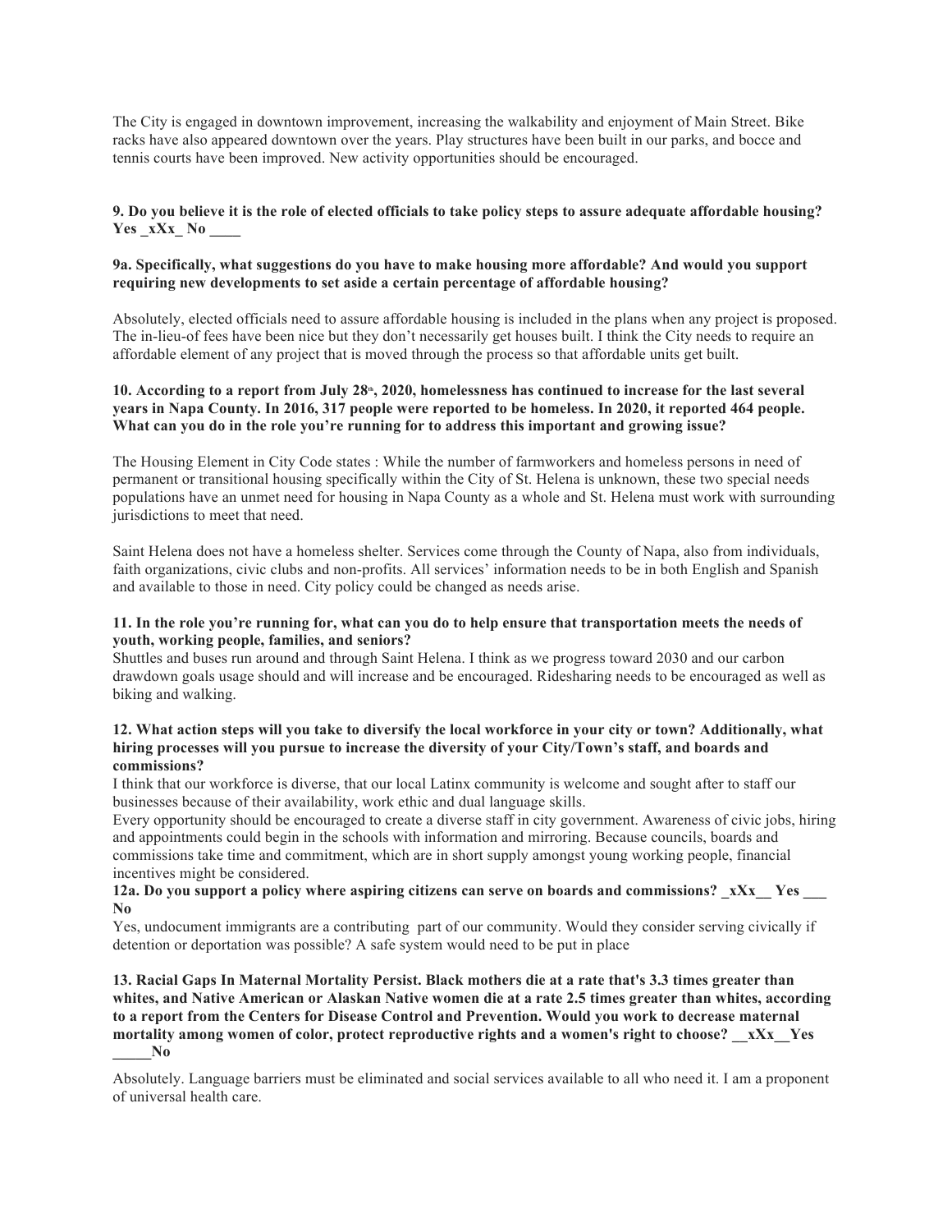The City is engaged in downtown improvement, increasing the walkability and enjoyment of Main Street. Bike racks have also appeared downtown over the years. Play structures have been built in our parks, and bocce and tennis courts have been improved. New activity opportunities should be encouraged.

**9. Do you believe it is the role of elected officials to take policy steps to assure adequate affordable housing? Yes _xXx_ No ____**

**9a. Specifically, what suggestions do you have to make housing more affordable? And would you support requiring new developments to set aside a certain percentage of affordable housing?**

Absolutely, elected officials need to assure affordable housing is included in the plans when any project is proposed. The in-lieu-of fees have been nice but they don't necessarily get houses built. I think the City needs to require an affordable element of any project that is moved through the process so that affordable units get built.

**10. According to a report from July 28th, 2020, homelessness has continued to increase for the last several years in Napa County. In 2016, 317 people were reported to be homeless. In 2020, it reported 464 people. What can you do in the role you're running for to address this important and growing issue?**

The Housing Element in City Code states : While the number of farmworkers and homeless persons in need of permanent or transitional housing specifically within the City of St. Helena is unknown, these two special needs populations have an unmet need for housing in Napa County as a whole and St. Helena must work with surrounding jurisdictions to meet that need.

Saint Helena does not have a homeless shelter. Services come through the County of Napa, also from individuals, faith organizations, civic clubs and non-profits. All services' information needs to be in both English and Spanish and available to those in need. City policy could be changed as needs arise.

**11. In the role you're running for, what can you do to help ensure that transportation meets the needs of youth, working people, families, and seniors?**

Shuttles and buses run around and through Saint Helena. I think as we progress toward 2030 and our carbon drawdown goals usage should and will increase and be encouraged. Ridesharing needs to be encouraged as well as biking and walking.

**12. What action steps will you take to diversify the local workforce in your city or town? Additionally, what hiring processes will you pursue to increase the diversity of your City/Town's staff, and boards and commissions?**

I think that our workforce is diverse, that our local Latinx community is welcome and sought after to staff our businesses because of their availability, work ethic and dual language skills.

Every opportunity should be encouraged to create a diverse staff in city government. Awareness of civic jobs, hiring and appointments could begin in the schools with information and mirroring. Because councils, boards and commissions take time and commitment, which are in short supply amongst young working people, financial incentives might be considered.

**12a. Do you support a policy where aspiring citizens can serve on boards and commissions? _xXx__ Yes ___ No**

Yes, undocument immigrants are a contributing part of our community. Would they consider serving civically if detention or deportation was possible? A safe system would need to be put in place

**13. Racial Gaps In Maternal Mortality Persist. Black mothers die at a rate that's 3.3 times greater than whites, and Native American or Alaskan Native women die at a rate 2.5 times greater than whites, according to a report from the Centers for Disease Control and Prevention. Would you work to decrease maternal mortality among women of color, protect reproductive rights and a women's right to choose? __xXx__Yes _____No**

Absolutely. Language barriers must be eliminated and social services available to all who need it. I am a proponent of universal health care.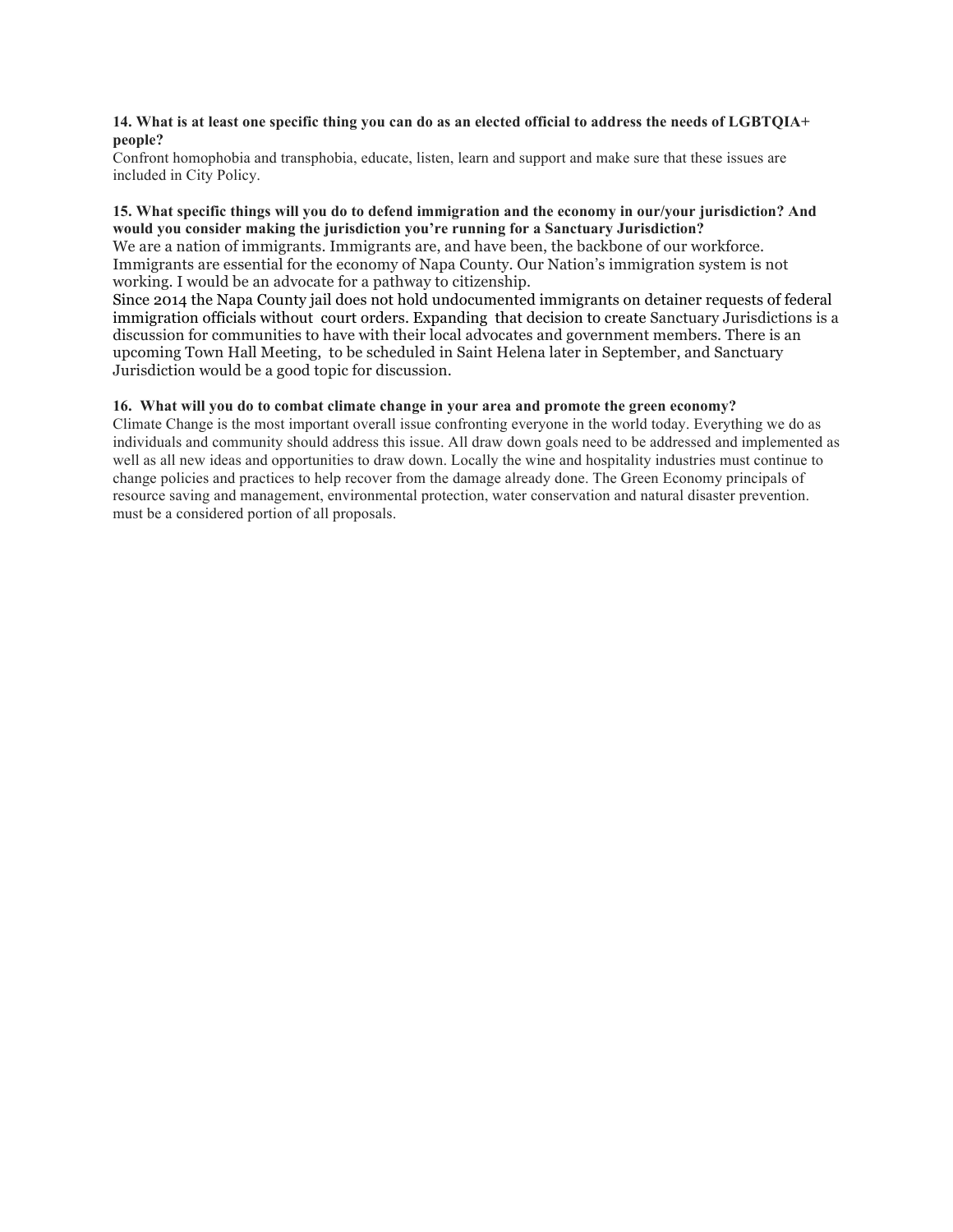**14. What is at least one specific thing you can do as an elected official to address the needs of LGBTQIA+ people?**

Confront homophobia and transphobia, educate, listen, learn and support and make sure that these issues are included in City Policy.

**15. What specific things will you do to defend immigration and the economy in our/your jurisdiction? And would you consider making the jurisdiction you're running for a Sanctuary Jurisdiction?**

We are a nation of immigrants. Immigrants are, and have been, the backbone of our workforce. Immigrants are essential for the economy of Napa County. Our Nation's immigration system is not working. I would be an advocate for a pathway to citizenship.

Since 2014 the Napa County jail does not hold undocumented immigrants on detainer requests of federal immigration officials without court orders. Expanding that decision to create Sanctuary Jurisdictions is a discussion for communities to have with their local advocates and government members. There is an upcoming Town Hall Meeting, to be scheduled in Saint Helena later in September, and Sanctuary Jurisdiction would be a good topic for discussion.

**16. What will you do to combat climate change in your area and promote the green economy?**

Climate Change is the most important overall issue confronting everyone in the world today. Everything we do as individuals and community should address this issue. All draw down goals need to be addressed and implemented as well as all new ideas and opportunities to draw down. Locally the wine and hospitality industries must continue to change policies and practices to help recover from the damage already done. The Green Economy principals of resource saving and management, environmental protection, water conservation and natural disaster prevention. must be a considered portion of all proposals.